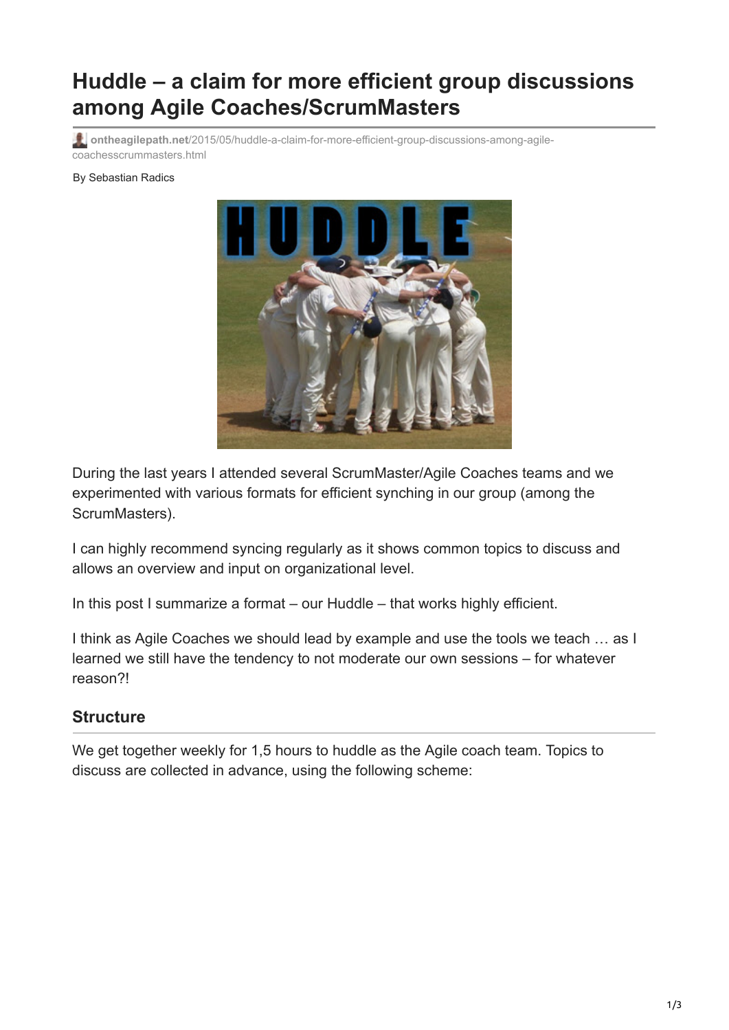# Huddle – a claim for more efficient group discussions among Agile Coaches/ScrumMasters

ontheagilepath.net/2015/05/huddle-a-claim-for-more-efficient-group-discussions-among-agile-coachesscrummasters.html

By Sebastian Radics

During the last years I attended several ScrumMaster/Agile Coaches teams and we experimented with various formats for efficient synching in our group (among the ScrumMasters).

I can highly recommend syncing regularly as it shows common topics to discuss and allows an overview and input on organizational level.

In this post I summarize a format – our Huddle – that works highly efficient.

I think as Agile Coaches we should lead by example and use the tools we teach … as I learned we still have the tendency to not moderate our own sessions – for whatever reason?!

## Structure

We get together weekly for 1,5 hours to huddle as the Agile coach team. Topics to discuss are collected in advance, using the following scheme: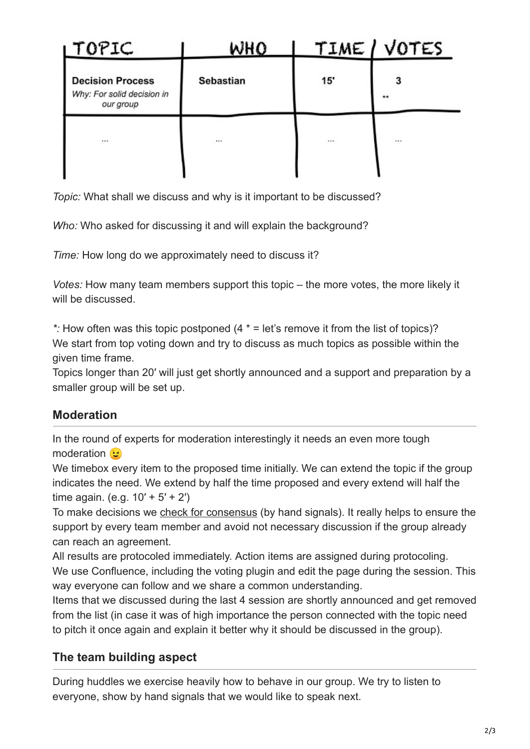| TOPIC | WHO | TIME | VOTES |
| --- | --- | --- | --- |
| **Decision Process** *Why: For solid decision in our group* | **Sebastian** | **15'** | **3** ** |
| ... | ... | ... | ... |

*Topic:* What shall we discuss and why is it important to be discussed?

*Who:* Who asked for discussing it and will explain the background?

*Time:* How long do we approximately need to discuss it?

*Votes:* How many team members support this topic – the more votes, the more likely it will be discussed.

*\*:* How often was this topic postponed (4 * = let's remove it from the list of topics)?
We start from top voting down and try to discuss as much topics as possible within the given time frame.
Topics longer than 20′ will just get shortly announced and a support and preparation by a smaller group will be set up.

## Moderation

In the round of experts for moderation interestingly it needs an even more tough moderation 😉
We timebox every item to the proposed time initially. We can extend the topic if the group indicates the need. We extend by half the time proposed and every extend will half the time again. (e.g. 10′ + 5′ + 2′)
To make decisions we check for consensus (by hand signals). It really helps to ensure the support by every team member and avoid not necessary discussion if the group already can reach an agreement.
All results are protocoled immediately. Action items are assigned during protocoling.
We use Confluence, including the voting plugin and edit the page during the session. This way everyone can follow and we share a common understanding.
Items that we discussed during the last 4 session are shortly announced and get removed from the list (in case it was of high importance the person connected with the topic need to pitch it once again and explain it better why it should be discussed in the group).

## The team building aspect

During huddles we exercise heavily how to behave in our group. We try to listen to everyone, show by hand signals that we would like to speak next.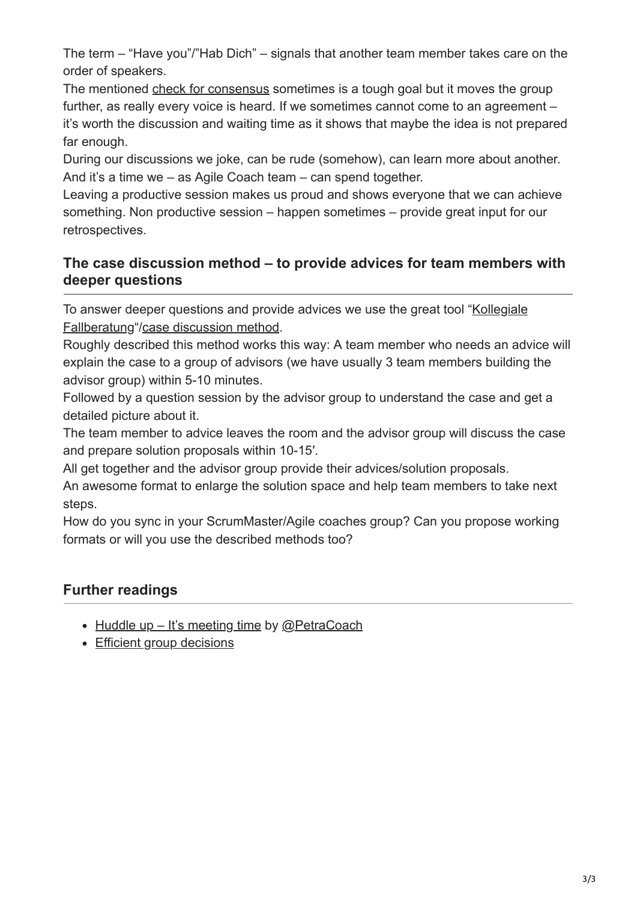The term – "Have you"/"Hab Dich" – signals that another team member takes care on the order of speakers.

The mentioned check for consensus sometimes is a tough goal but it moves the group further, as really every voice is heard. If we sometimes cannot come to an agreement – it's worth the discussion and waiting time as it shows that maybe the idea is not prepared far enough.

During our discussions we joke, can be rude (somehow), can learn more about another. And it's a time we – as Agile Coach team – can spend together.

Leaving a productive session makes us proud and shows everyone that we can achieve something. Non productive session – happen sometimes – provide great input for our retrospectives.

### The case discussion method – to provide advices for team members with deeper questions

To answer deeper questions and provide advices we use the great tool "Kollegiale Fallberatung"/case discussion method.

Roughly described this method works this way: A team member who needs an advice will explain the case to a group of advisors (we have usually 3 team members building the advisor group) within 5-10 minutes.

Followed by a question session by the advisor group to understand the case and get a detailed picture about it.

The team member to advice leaves the room and the advisor group will discuss the case and prepare solution proposals within 10-15′.

All get together and the advisor group provide their advices/solution proposals.

An awesome format to enlarge the solution space and help team members to take next steps.

How do you sync in your ScrumMaster/Agile coaches group? Can you propose working formats or will you use the described methods too?

### Further readings

- Huddle up – It's meeting time by @PetraCoach
- Efficient group decisions